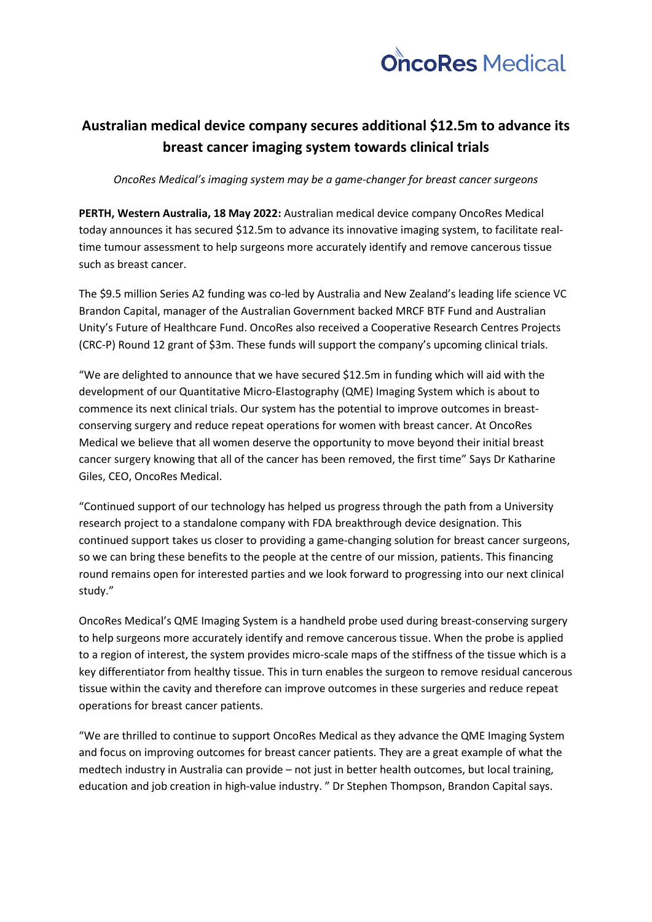OncoRes Medical

# Australian medical device company secures additional $12.5m to advance its breast cancer imaging system towards clinical trials

*OncoRes Medical's imaging system may be a game-changer for breast cancer surgeons*

**PERTH, Western Australia, 18 May 2022:** Australian medical device company OncoRes Medical today announces it has secured $12.5m to advance its innovative imaging system, to facilitate real-time tumour assessment to help surgeons more accurately identify and remove cancerous tissue such as breast cancer.

The $9.5 million Series A2 funding was co-led by Australia and New Zealand's leading life science VC Brandon Capital, manager of the Australian Government backed MRCF BTF Fund and Australian Unity's Future of Healthcare Fund. OncoRes also received a Cooperative Research Centres Projects (CRC-P) Round 12 grant of $3m. These funds will support the company's upcoming clinical trials.

"We are delighted to announce that we have secured $12.5m in funding which will aid with the development of our Quantitative Micro-Elastography (QME) Imaging System which is about to commence its next clinical trials. Our system has the potential to improve outcomes in breast-conserving surgery and reduce repeat operations for women with breast cancer. At OncoRes Medical we believe that all women deserve the opportunity to move beyond their initial breast cancer surgery knowing that all of the cancer has been removed, the first time" Says Dr Katharine Giles, CEO, OncoRes Medical.

"Continued support of our technology has helped us progress through the path from a University research project to a standalone company with FDA breakthrough device designation. This continued support takes us closer to providing a game-changing solution for breast cancer surgeons, so we can bring these benefits to the people at the centre of our mission, patients. This financing round remains open for interested parties and we look forward to progressing into our next clinical study."

OncoRes Medical's QME Imaging System is a handheld probe used during breast-conserving surgery to help surgeons more accurately identify and remove cancerous tissue. When the probe is applied to a region of interest, the system provides micro-scale maps of the stiffness of the tissue which is a key differentiator from healthy tissue. This in turn enables the surgeon to remove residual cancerous tissue within the cavity and therefore can improve outcomes in these surgeries and reduce repeat operations for breast cancer patients.

"We are thrilled to continue to support OncoRes Medical as they advance the QME Imaging System and focus on improving outcomes for breast cancer patients. They are a great example of what the medtech industry in Australia can provide – not just in better health outcomes, but local training, education and job creation in high-value industry. " Dr Stephen Thompson, Brandon Capital says.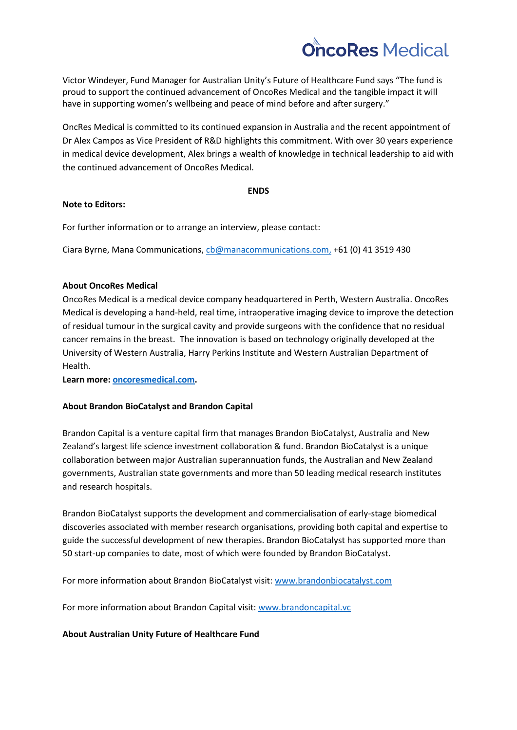Victor Windeyer, Fund Manager for Australian Unity's Future of Healthcare Fund says "The fund is proud to support the continued advancement of OncoRes Medical and the tangible impact it will have in supporting women's wellbeing and peace of mind before and after surgery."

OncRes Medical is committed to its continued expansion in Australia and the recent appointment of Dr Alex Campos as Vice President of R&D highlights this commitment. With over 30 years experience in medical device development, Alex brings a wealth of knowledge in technical leadership to aid with the continued advancement of OncoRes Medical.

**ENDS**

**Note to Editors:**

For further information or to arrange an interview, please contact:

Ciara Byrne, Mana Communications, cb@manacommunications.com, +61 (0) 41 3519 430

**About OncoRes Medical**

OncoRes Medical is a medical device company headquartered in Perth, Western Australia. OncoRes Medical is developing a hand-held, real time, intraoperative imaging device to improve the detection of residual tumour in the surgical cavity and provide surgeons with the confidence that no residual cancer remains in the breast. The innovation is based on technology originally developed at the University of Western Australia, Harry Perkins Institute and Western Australian Department of Health.

**Learn more: oncoresmedical.com.**

**About Brandon BioCatalyst and Brandon Capital**

Brandon Capital is a venture capital firm that manages Brandon BioCatalyst, Australia and New Zealand's largest life science investment collaboration & fund. Brandon BioCatalyst is a unique collaboration between major Australian superannuation funds, the Australian and New Zealand governments, Australian state governments and more than 50 leading medical research institutes and research hospitals.

Brandon BioCatalyst supports the development and commercialisation of early-stage biomedical discoveries associated with member research organisations, providing both capital and expertise to guide the successful development of new therapies. Brandon BioCatalyst has supported more than 50 start-up companies to date, most of which were founded by Brandon BioCatalyst.

For more information about Brandon BioCatalyst visit: www.brandonbiocatalyst.com

For more information about Brandon Capital visit: www.brandoncapital.vc

**About Australian Unity Future of Healthcare Fund**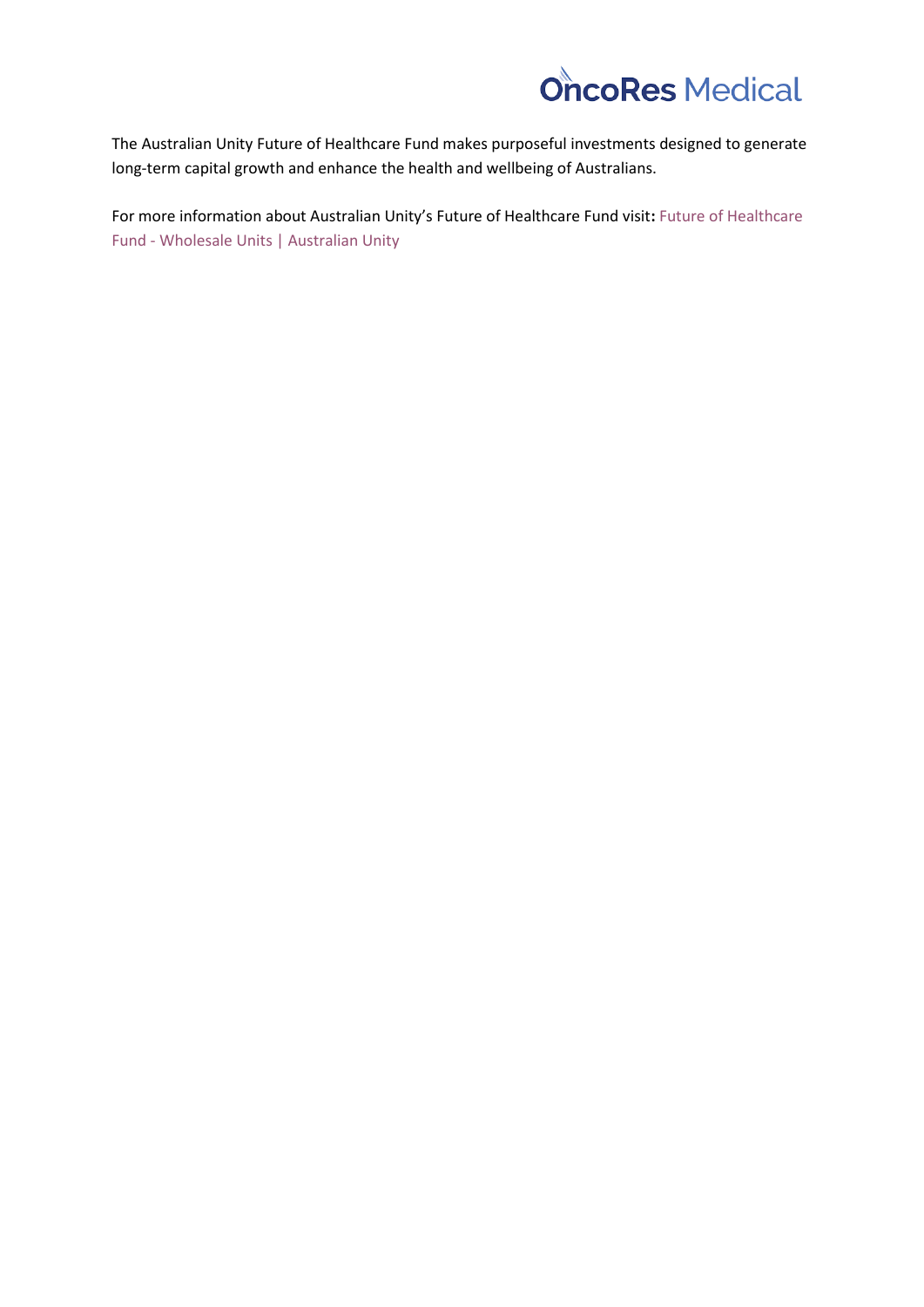The Australian Unity Future of Healthcare Fund makes purposeful investments designed to generate long-term capital growth and enhance the health and wellbeing of Australians.

For more information about Australian Unity's Future of Healthcare Fund visit**:** Future of Healthcare Fund - Wholesale Units | Australian Unity